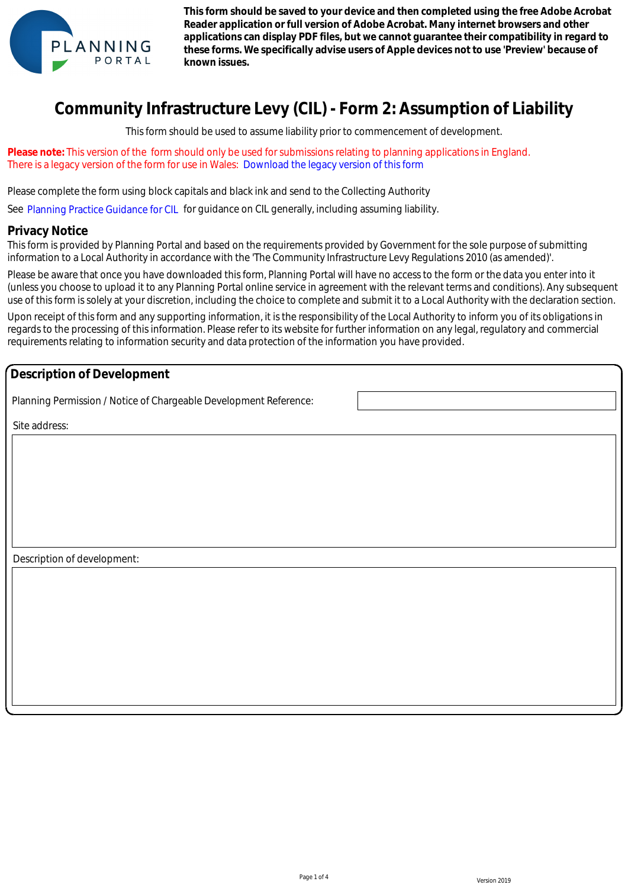PLANNING PORTAL

**This form should be saved to your device and then completed using the free Adobe Acrobat Reader application or full version of Adobe Acrobat. Many internet browsers and other applications can display PDF files, but we cannot guarantee their compatibility in regard to these forms. We specifically advise users of Apple devices not to use 'Preview' because of known issues.**

# Community Infrastructure Levy (CIL) - Form 2: Assumption of Liability

This form should be used to assume liability prior to commencement of development.

**Please note:** This version of the form should only be used for submissions relating to planning applications in England.
There is a legacy version of the form for use in Wales: Download the legacy version of this form

Please complete the form using block capitals and black ink and send to the Collecting Authority

See Planning Practice Guidance for CIL for guidance on CIL generally, including assuming liability.

## Privacy Notice

This form is provided by Planning Portal and based on the requirements provided by Government for the sole purpose of submitting information to a Local Authority in accordance with the 'The Community Infrastructure Levy Regulations 2010 (as amended)'.

Please be aware that once you have downloaded this form, Planning Portal will have no access to the form or the data you enter into it (unless you choose to upload it to any Planning Portal online service in agreement with the relevant terms and conditions). Any subsequent use of this form is solely at your discretion, including the choice to complete and submit it to a Local Authority with the declaration section.

Upon receipt of this form and any supporting information, it is the responsibility of the Local Authority to inform you of its obligations in regards to the processing of this information. Please refer to its website for further information on any legal, regulatory and commercial requirements relating to information security and data protection of the information you have provided.

## Description of Development

Planning Permission / Notice of Chargeable Development Reference:

Site address:

Description of development:

Version 2019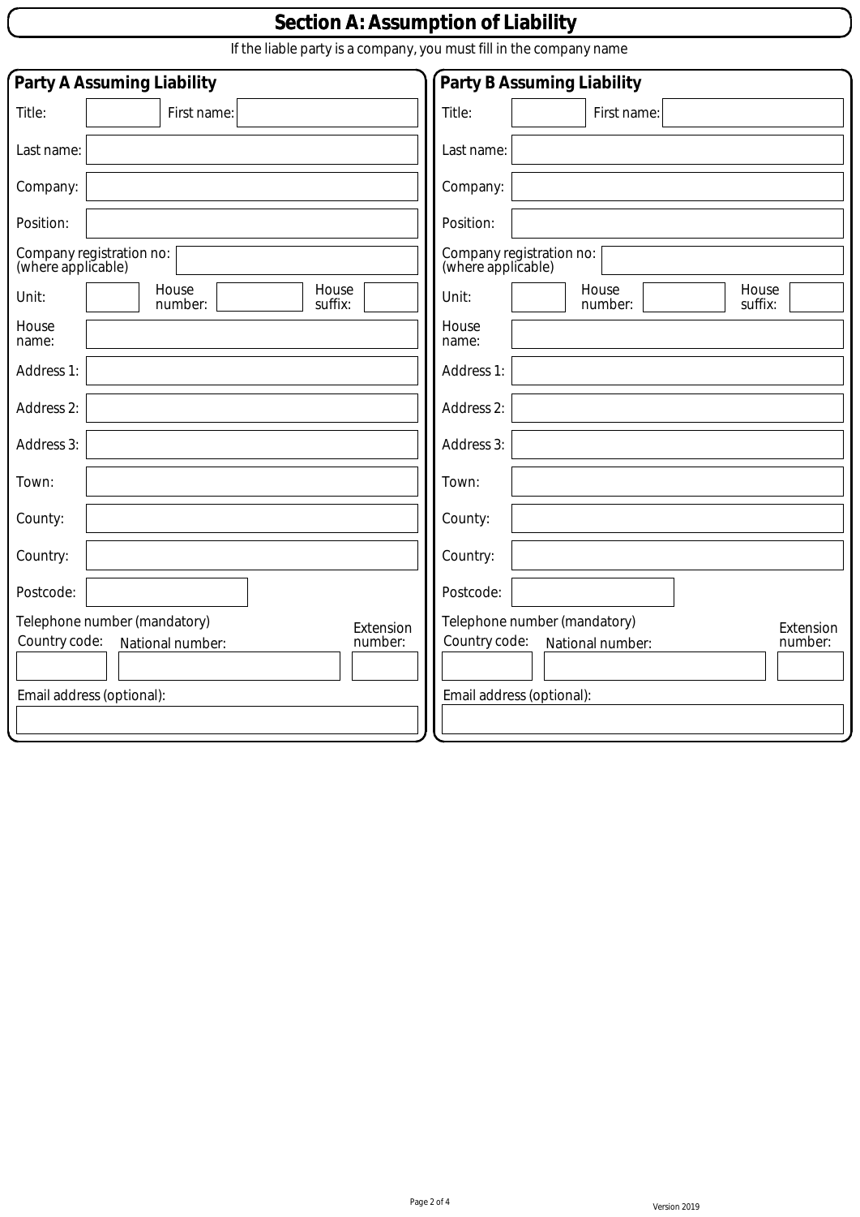# Section A: Assumption of Liability

If the liable party is a company, you must fill in the company name

## Party A Assuming Liability

Title: 
First name: 
Last name: 
Company: 
Position: 
Company registration no: (where applicable) 
Unit: 
House number: 
House suffix: 
House name: 
Address 1: 
Address 2: 
Address 3: 
Town: 
County: 
Country: 
Postcode: 

Telephone number (mandatory)

Country code: 
National number: 
Extension number: 

Email address (optional): 

## Party B Assuming Liability

Title: 
First name: 
Last name: 
Company: 
Position: 
Company registration no: (where applicable) 
Unit: 
House number: 
House suffix: 
House name: 
Address 1: 
Address 2: 
Address 3: 
Town: 
County: 
Country: 
Postcode: 

Telephone number (mandatory)

Country code: 
National number: 
Extension number: 

Email address (optional): 

Version 2019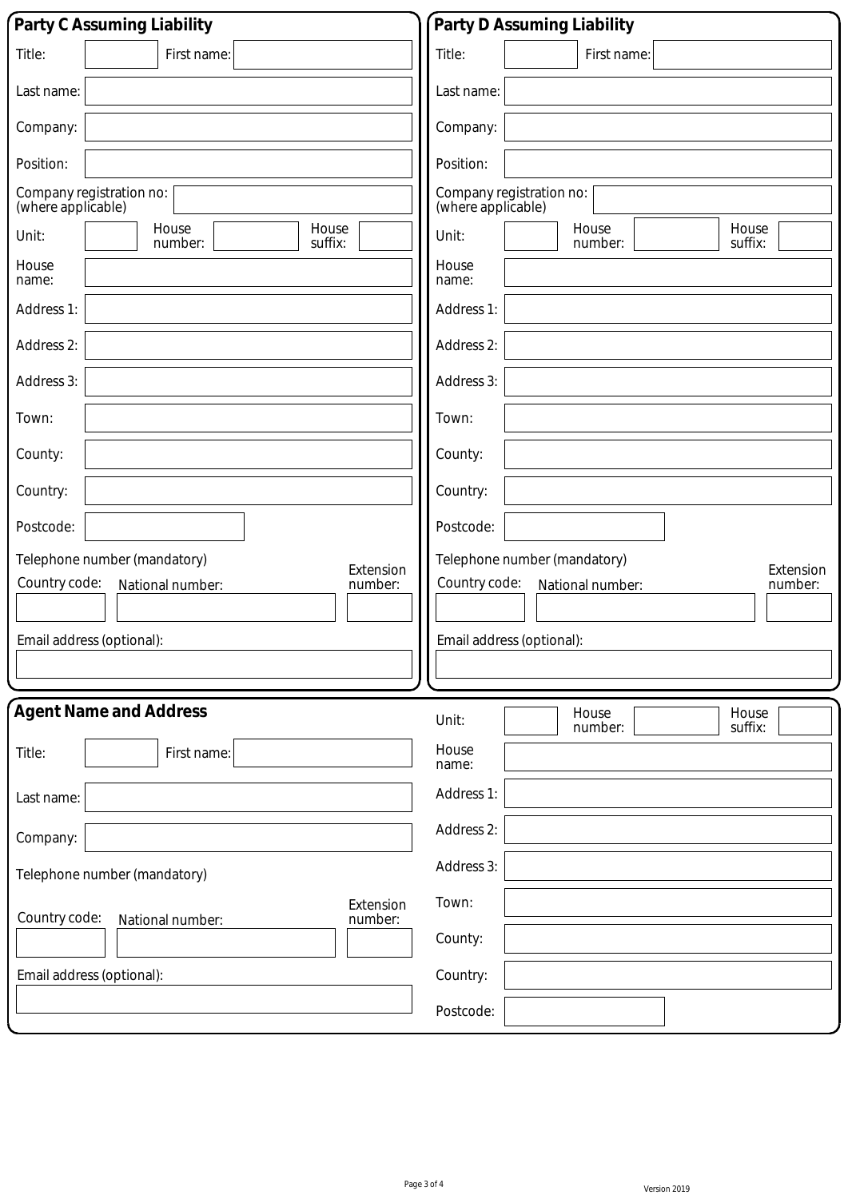## Party C Assuming Liability

Title: First name:

Last name:

Company:

Position:

Company registration no: (where applicable)

Unit: House number: House suffix:

House name:

Address 1:

Address 2:

Address 3:

Town:

County:

Country:

Postcode:

Telephone number (mandatory)

Country code: National number: Extension number:

Email address (optional):

## Party D Assuming Liability

Title: First name:

Last name:

Company:

Position:

Company registration no: (where applicable)

Unit: House number: House suffix:

House name:

Address 1:

Address 2:

Address 3:

Town:

County:

Country:

Postcode:

Telephone number (mandatory)

Country code: National number: Extension number:

Email address (optional):

## Agent Name and Address

Title: First name:

Last name:

Company:

Telephone number (mandatory)

Country code: National number: Extension number:

Email address (optional):

Unit: House number: House suffix:

House name:

Address 1:

Address 2:

Address 3:

Town:

County:

Country:

Postcode:

Version 2019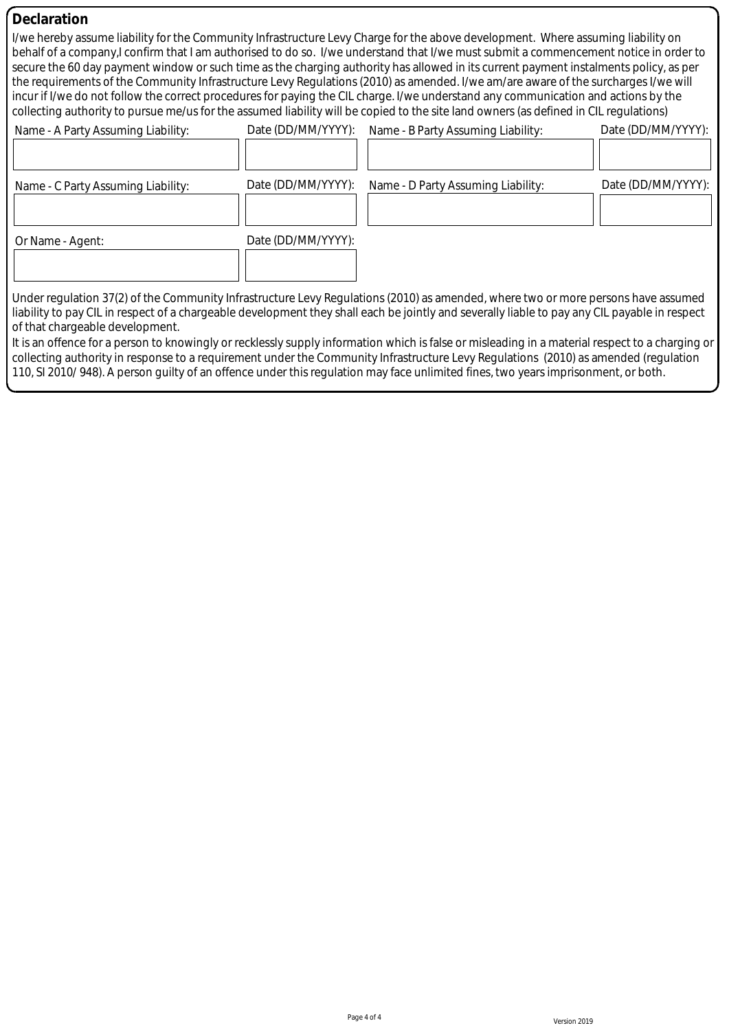## Declaration

I/we hereby assume liability for the Community Infrastructure Levy Charge for the above development. Where assuming liability on behalf of a company,I confirm that I am authorised to do so. I/we understand that I/we must submit a commencement notice in order to secure the 60 day payment window or such time as the charging authority has allowed in its current payment instalments policy, as per the requirements of the Community Infrastructure Levy Regulations (2010) as amended. I/we am/are aware of the surcharges I/we will incur if I/we do not follow the correct procedures for paying the CIL charge. I/we understand any communication and actions by the collecting authority to pursue me/us for the assumed liability will be copied to the site land owners (as defined in CIL regulations)

| Name - A Party Assuming Liability: | Date (DD/MM/YYYY): | Name - B Party Assuming Liability: | Date (DD/MM/YYYY): |
| --- | --- | --- | --- |
| | | | |

| Name - C Party Assuming Liability: | Date (DD/MM/YYYY): | Name - D Party Assuming Liability: | Date (DD/MM/YYYY): |
| --- | --- | --- | --- |
| | | | |

| Or Name - Agent: | Date (DD/MM/YYYY): |
| --- | --- |
| | |

Under regulation 37(2) of the Community Infrastructure Levy Regulations (2010) as amended, where two or more persons have assumed liability to pay CIL in respect of a chargeable development they shall each be jointly and severally liable to pay any CIL payable in respect of that chargeable development.

It is an offence for a person to knowingly or recklessly supply information which is false or misleading in a material respect to a charging or collecting authority in response to a requirement under the Community Infrastructure Levy Regulations (2010) as amended (regulation 110, SI 2010/ 948). A person guilty of an offence under this regulation may face unlimited fines, two years imprisonment, or both.

Version 2019